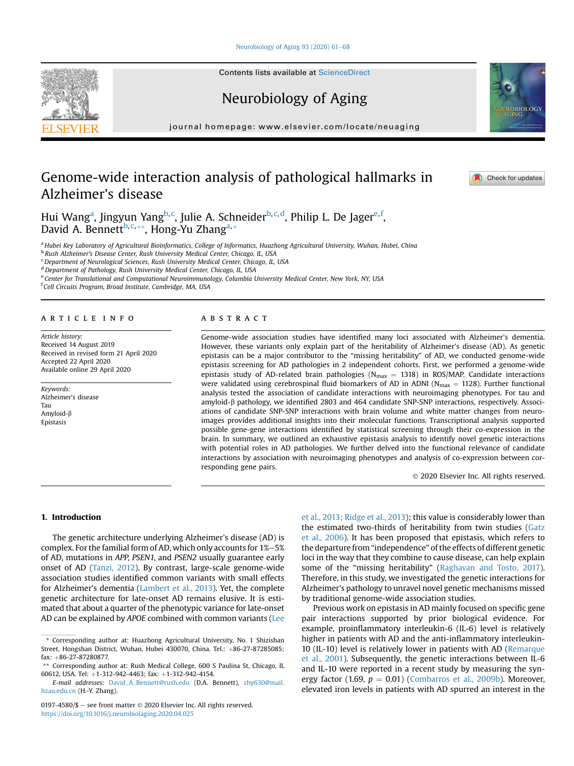# Genome-wide interaction analysis of pathological hallmarks in Alzheimer's disease

Hui Wang[a], Jingyun Yang[b,c], Julie A. Schneider[b,c,d], Philip L. De Jager[e,f], David A. Bennett[b,c,**], Hong-Yu Zhang[a,*]

[a] Hubei Key Laboratory of Agricultural Bioinformatics, College of Informatics, Huazhong Agricultural University, Wuhan, Hubei, China
[b] Rush Alzheimer's Disease Center, Rush University Medical Center, Chicago, IL, USA
[c] Department of Neurological Sciences, Rush University Medical Center, Chicago, IL, USA
[d] Department of Pathology, Rush University Medical Center, Chicago, IL, USA
[e] Center for Translational and Computational Neuroimmunology, Columbia University Medical Center, New York, NY, USA
[f] Cell Circuits Program, Broad Institute, Cambridge, MA, USA

## ARTICLE INFO

*Article history:*
Received 14 August 2019
Received in revised form 21 April 2020
Accepted 22 April 2020
Available online 29 April 2020

*Keywords:*
Alzheimer's disease
Tau
Amyloid-β
Epistasis

## ABSTRACT

Genome-wide association studies have identified many loci associated with Alzheimer's dementia. However, these variants only explain part of the heritability of Alzheimer's disease (AD). As genetic epistasis can be a major contributor to the "missing heritability" of AD, we conducted genome-wide epistasis screening for AD pathologies in 2 independent cohorts. First, we performed a genome-wide epistasis study of AD-related brain pathologies ($N_{max}$ = 1318) in ROS/MAP. Candidate interactions were validated using cerebrospinal fluid biomarkers of AD in ADNI ($N_{max}$ = 1128). Further functional analysis tested the association of candidate interactions with neuroimaging phenotypes. For tau and amyloid-β pathology, we identified 2803 and 464 candidate SNP-SNP interactions, respectively. Associations of candidate SNP-SNP interactions with brain volume and white matter changes from neuroimages provides additional insights into their molecular functions. Transcriptional analysis supported possible gene-gene interactions identified by statistical screening through their co-expression in the brain. In summary, we outlined an exhaustive epistasis analysis to identify novel genetic interactions with potential roles in AD pathologies. We further delved into the functional relevance of candidate interactions by association with neuroimaging phenotypes and analysis of co-expression between corresponding gene pairs.

© 2020 Elsevier Inc. All rights reserved.

## 1. Introduction

The genetic architecture underlying Alzheimer's disease (AD) is complex. For the familial form of AD, which only accounts for 1%–5% of AD, mutations in *APP*, *PSEN1*, and *PSEN2* usually guarantee early onset of AD (Tanzi, 2012). By contrast, large-scale genome-wide association studies identified common variants with small effects for Alzheimer's dementia (Lambert et al., 2013). Yet, the complete genetic architecture for late-onset AD remains elusive. It is estimated that about a quarter of the phenotypic variance for late-onset AD can be explained by *APOE* combined with common variants (Lee et al., 2013; Ridge et al., 2013); this value is considerably lower than the estimated two-thirds of heritability from twin studies (Gatz et al., 2006). It has been proposed that epistasis, which refers to the departure from "independence" of the effects of different genetic loci in the way that they combine to cause disease, can help explain some of the "missing heritability" (Raghavan and Tosto, 2017). Therefore, in this study, we investigated the genetic interactions for Alzheimer's pathology to unravel novel genetic mechanisms missed by traditional genome-wide association studies.

Previous work on epistasis in AD mainly focused on specific gene pair interactions supported by prior biological evidence. For example, proinflammatory interleukin-6 (IL-6) level is relatively higher in patients with AD and the anti-inflammatory interleukin-10 (IL-10) level is relatively lower in patients with AD (Remarque et al., 2001). Subsequently, the genetic interactions between IL-6 and IL-10 were reported in a recent study by measuring the synergy factor (1.69, $p$ = 0.01) (Combarros et al., 2009b). Moreover, elevated iron levels in patients with AD spurred an interest in the

\* Corresponding author at: Huazhong Agricultural University, No. 1 Shizishan Street, Hongshan District, Wuhan, Hubei 430070, China. Tel.: +86-27-87285085; fax: +86-27-87280877.

\*\* Corresponding author at: Rush Medical College, 600 S Paulina St, Chicago, IL 60612, USA. Tel: +1-312-942-4463; fax: +1-312-942-4154.

*E-mail addresses:* David_A_Bennett@rush.edu (D.A. Bennett), zhy630@mail.hzau.edu.cn (H.-Y. Zhang).

0197-4580/$ – see front matter © 2020 Elsevier Inc. All rights reserved.
https://doi.org/10.1016/j.neurobiolaging.2020.04.025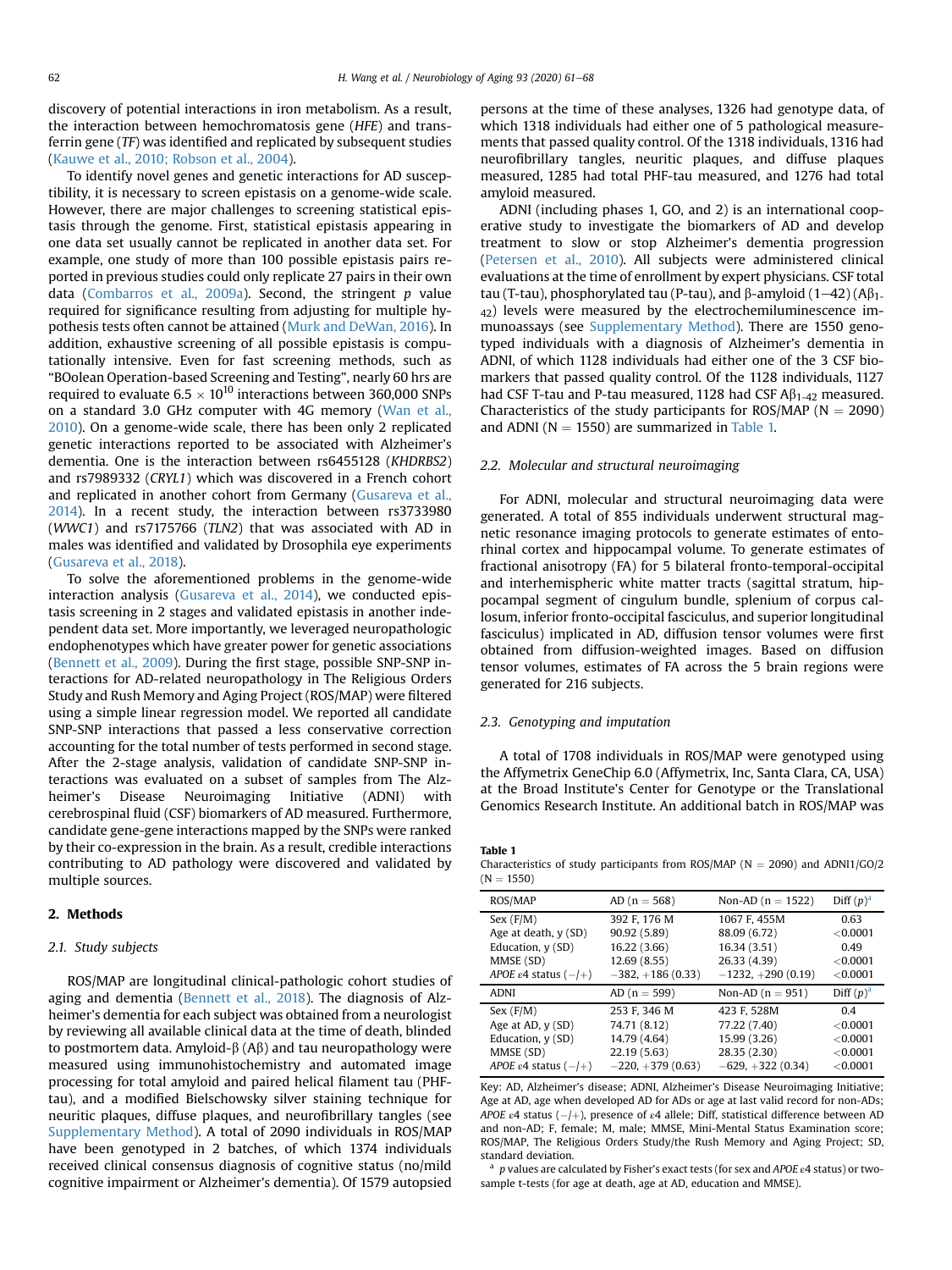discovery of potential interactions in iron metabolism. As a result, the interaction between hemochromatosis gene (*HFE*) and transferrin gene (*TF*) was identified and replicated by subsequent studies (Kauwe et al., 2010; Robson et al., 2004).

To identify novel genes and genetic interactions for AD susceptibility, it is necessary to screen epistasis on a genome-wide scale. However, there are major challenges to screening statistical epistasis through the genome. First, statistical epistasis appearing in one data set usually cannot be replicated in another data set. For example, one study of more than 100 possible epistasis pairs reported in previous studies could only replicate 27 pairs in their own data (Combarros et al., 2009a). Second, the stringent *p* value required for significance resulting from adjusting for multiple hypothesis tests often cannot be attained (Murk and DeWan, 2016). In addition, exhaustive screening of all possible epistasis is computationally intensive. Even for fast screening methods, such as "BOolean Operation-based Screening and Testing", nearly 60 hrs are required to evaluate $6.5 \times 10^{10}$ interactions between 360,000 SNPs on a standard 3.0 GHz computer with 4G memory (Wan et al., 2010). On a genome-wide scale, there has been only 2 replicated genetic interactions reported to be associated with Alzheimer's dementia. One is the interaction between rs6455128 (*KHDRBS2*) and rs7989332 (*CRYL1*) which was discovered in a French cohort and replicated in another cohort from Germany (Gusareva et al., 2014). In a recent study, the interaction between rs3733980 (*WWC1*) and rs7175766 (*TLN2*) that was associated with AD in males was identified and validated by Drosophila eye experiments (Gusareva et al., 2018).

To solve the aforementioned problems in the genome-wide interaction analysis (Gusareva et al., 2014), we conducted epistasis screening in 2 stages and validated epistasis in another independent data set. More importantly, we leveraged neuropathologic endophenotypes which have greater power for genetic associations (Bennett et al., 2009). During the first stage, possible SNP-SNP interactions for AD-related neuropathology in The Religious Orders Study and Rush Memory and Aging Project (ROS/MAP) were filtered using a simple linear regression model. We reported all candidate SNP-SNP interactions that passed a less conservative correction accounting for the total number of tests performed in second stage. After the 2-stage analysis, validation of candidate SNP-SNP interactions was evaluated on a subset of samples from The Alzheimer's Disease Neuroimaging Initiative (ADNI) with cerebrospinal fluid (CSF) biomarkers of AD measured. Furthermore, candidate gene-gene interactions mapped by the SNPs were ranked by their co-expression in the brain. As a result, credible interactions contributing to AD pathology were discovered and validated by multiple sources.

## 2. Methods

### 2.1. Study subjects

ROS/MAP are longitudinal clinical-pathologic cohort studies of aging and dementia (Bennett et al., 2018). The diagnosis of Alzheimer's dementia for each subject was obtained from a neurologist by reviewing all available clinical data at the time of death, blinded to postmortem data. Amyloid-β (Aβ) and tau neuropathology were measured using immunohistochemistry and automated image processing for total amyloid and paired helical filament tau (PHF-tau), and a modified Bielschowsky silver staining technique for neuritic plaques, diffuse plaques, and neurofibrillary tangles (see Supplementary Method). A total of 2090 individuals in ROS/MAP have been genotyped in 2 batches, of which 1374 individuals received clinical consensus diagnosis of cognitive status (no/mild cognitive impairment or Alzheimer's dementia). Of 1579 autopsied persons at the time of these analyses, 1326 had genotype data, of which 1318 individuals had either one of 5 pathological measurements that passed quality control. Of the 1318 individuals, 1316 had neurofibrillary tangles, neuritic plaques, and diffuse plaques measured, 1285 had total PHF-tau measured, and 1276 had total amyloid measured.

ADNI (including phases 1, GO, and 2) is an international cooperative study to investigate the biomarkers of AD and develop treatment to slow or stop Alzheimer's dementia progression (Petersen et al., 2010). All subjects were administered clinical evaluations at the time of enrollment by expert physicians. CSF total tau (T-tau), phosphorylated tau (P-tau), and β-amyloid (1–42) ($A\beta_{1-42}$) levels were measured by the electrochemiluminescence immunoassays (see Supplementary Method). There are 1550 genotyped individuals with a diagnosis of Alzheimer's dementia in ADNI, of which 1128 individuals had either one of the 3 CSF biomarkers that passed quality control. Of the 1128 individuals, 1127 had CSF T-tau and P-tau measured, 1128 had CSF $A\beta_{1-42}$ measured. Characteristics of the study participants for ROS/MAP (N = 2090) and ADNI (N = 1550) are summarized in Table 1.

### 2.2. Molecular and structural neuroimaging

For ADNI, molecular and structural neuroimaging data were generated. A total of 855 individuals underwent structural magnetic resonance imaging protocols to generate estimates of entorhinal cortex and hippocampal volume. To generate estimates of fractional anisotropy (FA) for 5 bilateral fronto-temporal-occipital and interhemispheric white matter tracts (sagittal stratum, hippocampal segment of cingulum bundle, splenium of corpus callosum, inferior fronto-occipital fasciculus, and superior longitudinal fasciculus) implicated in AD, diffusion tensor volumes were first obtained from diffusion-weighted images. Based on diffusion tensor volumes, estimates of FA across the 5 brain regions were generated for 216 subjects.

### 2.3. Genotyping and imputation

A total of 1708 individuals in ROS/MAP were genotyped using the Affymetrix GeneChip 6.0 (Affymetrix, Inc, Santa Clara, CA, USA) at the Broad Institute's Center for Genotype or the Translational Genomics Research Institute. An additional batch in ROS/MAP was

**Table 1**
Characteristics of study participants from ROS/MAP (N = 2090) and ADNI1/GO/2 (N = 1550)

| ROS/MAP | AD (n = 568) | Non-AD (n = 1522) | Diff (*p*)[a] |
|---|---|---|---|
| Sex (F/M) | 392 F, 176 M | 1067 F, 455M | 0.63 |
| Age at death, y (SD) | 90.92 (5.89) | 88.09 (6.72) | <0.0001 |
| Education, y (SD) | 16.22 (3.66) | 16.34 (3.51) | 0.49 |
| MMSE (SD) | 12.69 (8.55) | 26.33 (4.39) | <0.0001 |
| *APOE* ε4 status (−/+) | −382, +186 (0.33) | −1232, +290 (0.19) | <0.0001 |
| **ADNI** | **AD (n = 599)** | **Non-AD (n = 951)** | **Diff (*p*)[a]** |
| Sex (F/M) | 253 F, 346 M | 423 F, 528M | 0.4 |
| Age at AD, y (SD) | 74.71 (8.12) | 77.22 (7.40) | <0.0001 |
| Education, y (SD) | 14.79 (4.64) | 15.99 (3.26) | <0.0001 |
| MMSE (SD) | 22.19 (5.63) | 28.35 (2.30) | <0.0001 |
| *APOE* ε4 status (−/+) | −220, +379 (0.63) | −629, +322 (0.34) | <0.0001 |

Key: AD, Alzheimer's disease; ADNI, Alzheimer's Disease Neuroimaging Initiative; Age at AD, age when developed AD for ADs or age at last valid record for non-ADs; *APOE* ε4 status (−/+), presence of ε4 allele; Diff, statistical difference between AD and non-AD; F, female; M, male; MMSE, Mini-Mental Status Examination score; ROS/MAP, The Religious Orders Study/the Rush Memory and Aging Project; SD, standard deviation.

[a] *p* values are calculated by Fisher's exact tests (for sex and *APOE* ε4 status) or two-sample t-tests (for age at death, age at AD, education and MMSE).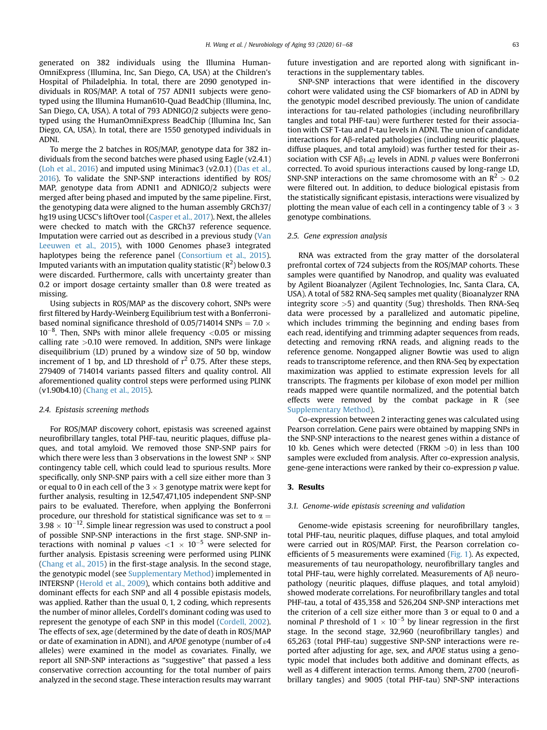generated on 382 individuals using the Illumina HumanOmniExpress (Illumina, Inc, San Diego, CA, USA) at the Children's Hospital of Philadelphia. In total, there are 2090 genotyped individuals in ROS/MAP. A total of 757 ADNI1 subjects were genotyped using the Illumina Human610-Quad BeadChip (Illumina, Inc, San Diego, CA, USA). A total of 793 ADNIGO/2 subjects were genotyped using the HumanOmniExpress BeadChip (Illumina Inc, San Diego, CA, USA). In total, there are 1550 genotyped individuals in ADNI.

To merge the 2 batches in ROS/MAP, genotype data for 382 individuals from the second batches were phased using Eagle (v2.4.1) (Loh et al., 2016) and imputed using Minimac3 (v2.0.1) (Das et al., 2016). To validate the SNP-SNP interactions identified by ROS/MAP, genotype data from ADNI1 and ADNIGO/2 subjects were merged after being phased and imputed by the same pipeline. First, the genotyping data were aligned to the human assembly GRCh37/hg19 using UCSC's liftOver tool (Casper et al., 2017). Next, the alleles were checked to match with the GRCh37 reference sequence. Imputation were carried out as described in a previous study (Van Leeuwen et al., 2015), with 1000 Genomes phase3 integrated haplotypes being the reference panel (Consortium et al., 2015). Imputed variants with an imputation quality statistic ($R^2$) below 0.3 were discarded. Furthermore, calls with uncertainty greater than 0.2 or import dosage certainty smaller than 0.8 were treated as missing.

Using subjects in ROS/MAP as the discovery cohort, SNPs were first filtered by Hardy-Weinberg Equilibrium test with a Bonferroni-based nominal significance threshold of 0.05/714014 SNPs = $7.0 \times 10^{-8}$. Then, SNPs with minor allele frequency <0.05 or missing calling rate >0.10 were removed. In addition, SNPs were linkage disequilibrium (LD) pruned by a window size of 50 bp, window increment of 1 bp, and LD threshold of $r^2$ 0.75. After these steps, 279409 of 714014 variants passed filters and quality control. All aforementioned quality control steps were performed using PLINK (v1.90b4.10) (Chang et al., 2015).

### 2.4. Epistasis screening methods

For ROS/MAP discovery cohort, epistasis was screened against neurofibrillary tangles, total PHF-tau, neuritic plaques, diffuse plaques, and total amyloid. We removed those SNP-SNP pairs for which there were less than 3 observations in the lowest SNP × SNP contingency table cell, which could lead to spurious results. More specifically, only SNP-SNP pairs with a cell size either more than 3 or equal to 0 in each cell of the 3 × 3 genotype matrix were kept for further analysis, resulting in 12,547,471,105 independent SNP-SNP pairs to be evaluated. Therefore, when applying the Bonferroni procedure, our threshold for statistical significance was set to $\alpha = 3.98 \times 10^{-12}$. Simple linear regression was used to construct a pool of possible SNP-SNP interactions in the first stage. SNP-SNP interactions with nominal *p* values $<1 \times 10^{-5}$ were selected for further analysis. Epistasis screening were performed using PLINK (Chang et al., 2015) in the first-stage analysis. In the second stage, the genotypic model (see Supplementary Method) implemented in INTERSNP (Herold et al., 2009), which contains both additive and dominant effects for each SNP and all 4 possible epistasis models, was applied. Rather than the usual 0, 1, 2 coding, which represents the number of minor alleles, Cordell's dominant coding was used to represent the genotype of each SNP in this model (Cordell, 2002). The effects of sex, age (determined by the date of death in ROS/MAP or date of examination in ADNI), and *APOE* genotype (number of ε4 alleles) were examined in the model as covariates. Finally, we report all SNP-SNP interactions as "suggestive" that passed a less conservative correction accounting for the total number of pairs analyzed in the second stage. These interaction results may warrant future investigation and are reported along with significant interactions in the supplementary tables.

SNP-SNP interactions that were identified in the discovery cohort were validated using the CSF biomarkers of AD in ADNI by the genotypic model described previously. The union of candidate interactions for tau-related pathologies (including neurofibrillary tangles and total PHF-tau) were furtherer tested for their association with CSF T-tau and P-tau levels in ADNI. The union of candidate interactions for Aβ-related pathologies (including neuritic plaques, diffuse plaques, and total amyloid) was further tested for their association with CSF $A\beta_{1\text{-}42}$ levels in ADNI. *p* values were Bonferroni corrected. To avoid spurious interactions caused by long-range LD, SNP-SNP interactions on the same chromosome with an $R^2 > 0.2$ were filtered out. In addition, to deduce biological epistasis from the statistically significant epistasis, interactions were visualized by plotting the mean value of each cell in a contingency table of 3 × 3 genotype combinations.

### 2.5. Gene expression analysis

RNA was extracted from the gray matter of the dorsolateral prefrontal cortex of 724 subjects from the ROS/MAP cohorts. These samples were quantified by Nanodrop, and quality was evaluated by Agilent Bioanalyzer (Agilent Technologies, Inc, Santa Clara, CA, USA). A total of 582 RNA-Seq samples met quality (Bioanalyzer RNA integrity score >5) and quantity (5ug) thresholds. Then RNA-Seq data were processed by a parallelized and automatic pipeline, which includes trimming the beginning and ending bases from each read, identifying and trimming adapter sequences from reads, detecting and removing rRNA reads, and aligning reads to the reference genome. Nongapped aligner Bowtie was used to align reads to transcriptome reference, and then RNA-Seq by expectation maximization was applied to estimate expression levels for all transcripts. The fragments per kilobase of exon model per million reads mapped were quantile normalized, and the potential batch effects were removed by the combat package in R (see Supplementary Method).

Co-expression between 2 interacting genes was calculated using Pearson correlation. Gene pairs were obtained by mapping SNPs in the SNP-SNP interactions to the nearest genes within a distance of 10 kb. Genes which were detected (FRKM >0) in less than 100 samples were excluded from analysis. After co-expression analysis, gene-gene interactions were ranked by their co-expression *p* value.

## 3. Results

### 3.1. Genome-wide epistasis screening and validation

Genome-wide epistasis screening for neurofibrillary tangles, total PHF-tau, neuritic plaques, diffuse plaques, and total amyloid were carried out in ROS/MAP. First, the Pearson correlation coefficients of 5 measurements were examined (Fig. 1). As expected, measurements of tau neuropathology, neurofibrillary tangles and total PHF-tau, were highly correlated. Measurements of Aβ neuropathology (neuritic plaques, diffuse plaques, and total amyloid) showed moderate correlations. For neurofibrillary tangles and total PHF-tau, a total of 435,358 and 526,204 SNP-SNP interactions met the criterion of a cell size either more than 3 or equal to 0 and a nominal *P* threshold of $1 \times 10^{-5}$ by linear regression in the first stage. In the second stage, 32,960 (neurofibrillary tangles) and 65,263 (total PHF-tau) suggestive SNP-SNP interactions were reported after adjusting for age, sex, and *APOE* status using a genotypic model that includes both additive and dominant effects, as well as 4 different interaction terms. Among them, 2700 (neurofibrillary tangles) and 9005 (total PHF-tau) SNP-SNP interactions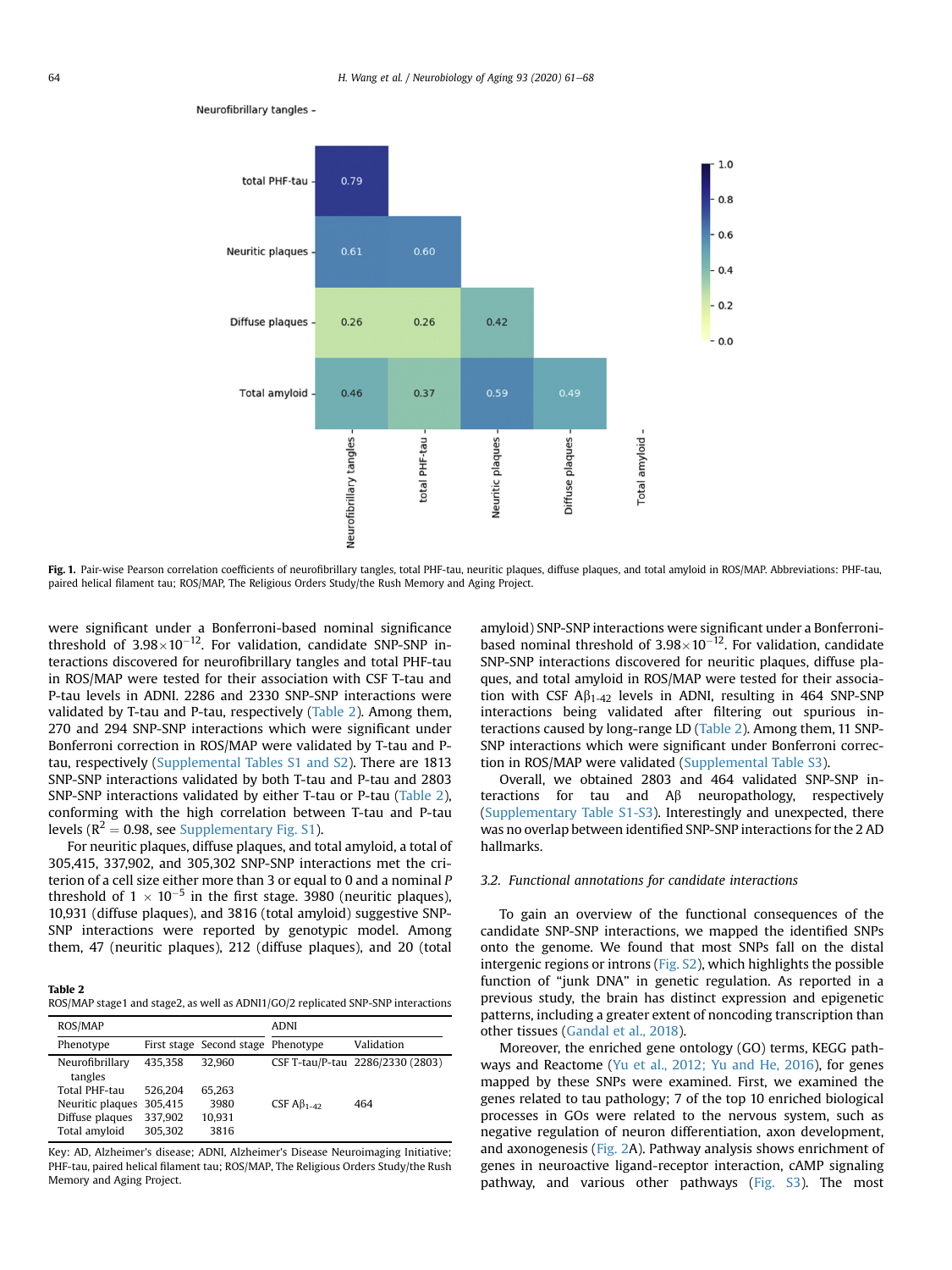Neurofibrillary tangles -

| | Neurofibrillary tangles | total PHF-tau | Neuritic plaques | Diffuse plaques | Total amyloid |
|---|---|---|---|---|---|
| total PHF-tau | 0.79 | | | | |
| Neuritic plaques | 0.61 | 0.60 | | | |
| Diffuse plaques | 0.26 | 0.26 | 0.42 | | |
| Total amyloid | 0.46 | 0.37 | 0.59 | 0.49 | |

**Fig. 1.** Pair-wise Pearson correlation coefficients of neurofibrillary tangles, total PHF-tau, neuritic plaques, diffuse plaques, and total amyloid in ROS/MAP. Abbreviations: PHF-tau, paired helical filament tau; ROS/MAP, The Religious Orders Study/the Rush Memory and Aging Project.

were significant under a Bonferroni-based nominal significance threshold of $3.98 \times 10^{-12}$. For validation, candidate SNP-SNP interactions discovered for neurofibrillary tangles and total PHF-tau in ROS/MAP were tested for their association with CSF T-tau and P-tau levels in ADNI. 2286 and 2330 SNP-SNP interactions were validated by T-tau and P-tau, respectively (Table 2). Among them, 270 and 294 SNP-SNP interactions which were significant under Bonferroni correction in ROS/MAP were validated by T-tau and P-tau, respectively (Supplemental Tables S1 and S2). There are 1813 SNP-SNP interactions validated by both T-tau and P-tau and 2803 SNP-SNP interactions validated by either T-tau or P-tau (Table 2), conforming with the high correlation between T-tau and P-tau levels ($R^2 = 0.98$, see Supplementary Fig. S1).

For neuritic plaques, diffuse plaques, and total amyloid, a total of 305,415, 337,902, and 305,302 SNP-SNP interactions met the criterion of a cell size either more than 3 or equal to 0 and a nominal $P$ threshold of $1 \times 10^{-5}$ in the first stage. 3980 (neuritic plaques), 10,931 (diffuse plaques), and 3816 (total amyloid) suggestive SNP-SNP interactions were reported by genotypic model. Among them, 47 (neuritic plaques), 212 (diffuse plaques), and 20 (total amyloid) SNP-SNP interactions were significant under a Bonferroni-based nominal threshold of $3.98 \times 10^{-12}$. For validation, candidate SNP-SNP interactions discovered for neuritic plaques, diffuse plaques, and total amyloid in ROS/MAP were tested for their association with CSF $A\beta_{1-42}$ levels in ADNI, resulting in 464 SNP-SNP interactions being validated after filtering out spurious interactions caused by long-range LD (Table 2). Among them, 11 SNP-SNP interactions which were significant under Bonferroni correction in ROS/MAP were validated (Supplemental Table S3).

**Table 2**
ROS/MAP stage1 and stage2, as well as ADNI1/GO/2 replicated SNP-SNP interactions

| ROS/MAP | | | ADNI | |
|---|---|---|---|---|
| Phenotype | First stage | Second stage | Phenotype | Validation |
| Neurofibrillary tangles | 435,358 | 32,960 | CSF T-tau/P-tau | 2286/2330 (2803) |
| Total PHF-tau | 526,204 | 65,263 | | |
| Neuritic plaques | 305,415 | 3980 | CSF $A\beta_{1-42}$ | 464 |
| Diffuse plaques | 337,902 | 10,931 | | |
| Total amyloid | 305,302 | 3816 | | |

Key: AD, Alzheimer's disease; ADNI, Alzheimer's Disease Neuroimaging Initiative; PHF-tau, paired helical filament tau; ROS/MAP, The Religious Orders Study/the Rush Memory and Aging Project.

Overall, we obtained 2803 and 464 validated SNP-SNP interactions for tau and Aβ neuropathology, respectively (Supplemental Table S1-S3). Interestingly and unexpected, there was no overlap between identified SNP-SNP interactions for the 2 AD hallmarks.

### 3.2. Functional annotations for candidate interactions

To gain an overview of the functional consequences of the candidate SNP-SNP interactions, we mapped the identified SNPs onto the genome. We found that most SNPs fall on the distal intergenic regions or introns (Fig. S2), which highlights the possible function of "junk DNA" in genetic regulation. As reported in a previous study, the brain has distinct expression and epigenetic patterns, including a greater extent of noncoding transcription than other tissues (Gandal et al., 2018).

Moreover, the enriched gene ontology (GO) terms, KEGG pathways and Reactome (Yu et al., 2012; Yu and He, 2016), for genes mapped by these SNPs were examined. First, we examined the genes related to tau pathology; 7 of the top 10 enriched biological processes in GOs were related to the nervous system, such as negative regulation of neuron differentiation, axon development, and axonogenesis (Fig. 2A). Pathway analysis shows enrichment of genes in neuroactive ligand-receptor interaction, cAMP signaling pathway, and various other pathways (Fig. S3). The most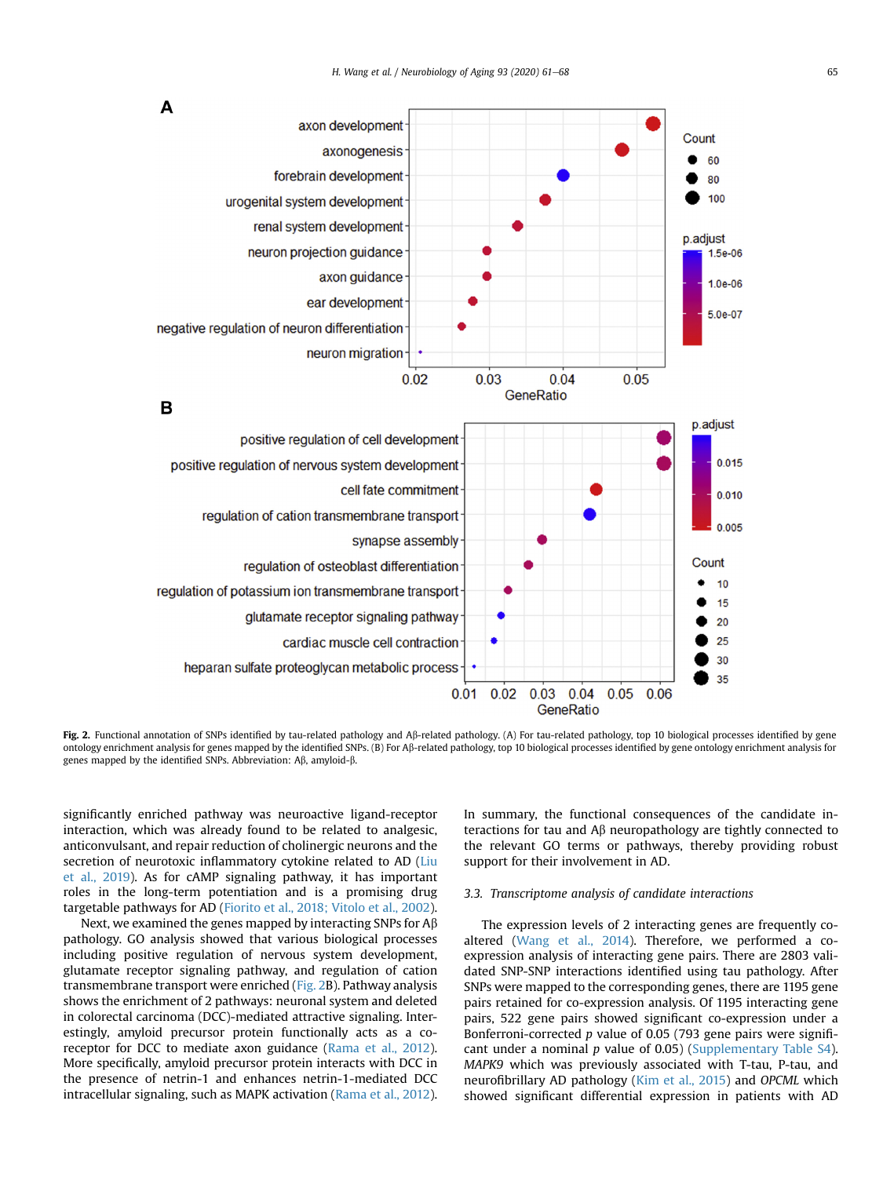**Fig. 2.** Functional annotation of SNPs identified by tau-related pathology and Aβ-related pathology. (A) For tau-related pathology, top 10 biological processes identified by gene ontology enrichment analysis for genes mapped by the identified SNPs. (B) For Aβ-related pathology, top 10 biological processes identified by gene ontology enrichment analysis for genes mapped by the identified SNPs. Abbreviation: Aβ, amyloid-β.

significantly enriched pathway was neuroactive ligand-receptor interaction, which was already found to be related to analgesic, anticonvulsant, and repair reduction of cholinergic neurons and the secretion of neurotoxic inflammatory cytokine related to AD (Liu et al., 2019). As for cAMP signaling pathway, it has important roles in the long-term potentiation and is a promising drug targetable pathways for AD (Fiorito et al., 2018; Vitolo et al., 2002).

Next, we examined the genes mapped by interacting SNPs for Aβ pathology. GO analysis showed that various biological processes including positive regulation of nervous system development, glutamate receptor signaling pathway, and regulation of cation transmembrane transport were enriched (Fig. 2B). Pathway analysis shows the enrichment of 2 pathways: neuronal system and deleted in colorectal carcinoma (DCC)-mediated attractive signaling. Interestingly, amyloid precursor protein functionally acts as a co-receptor for DCC to mediate axon guidance (Rama et al., 2012). More specifically, amyloid precursor protein interacts with DCC in the presence of netrin-1 and enhances netrin-1-mediated DCC intracellular signaling, such as MAPK activation (Rama et al., 2012). In summary, the functional consequences of the candidate interactions for tau and Aβ neuropathology are tightly connected to the relevant GO terms or pathways, thereby providing robust support for their involvement in AD.

### 3.3. Transcriptome analysis of candidate interactions

The expression levels of 2 interacting genes are frequently co-altered (Wang et al., 2014). Therefore, we performed a co-expression analysis of interacting gene pairs. There are 2803 validated SNP-SNP interactions identified using tau pathology. After SNPs were mapped to the corresponding genes, there are 1195 gene pairs retained for co-expression analysis. Of 1195 interacting gene pairs, 522 gene pairs showed significant co-expression under a Bonferroni-corrected $p$ value of 0.05 (793 gene pairs were significant under a nominal $p$ value of 0.05) (Supplementary Table S4). *MAPK9* which was previously associated with T-tau, P-tau, and neurofibrillary AD pathology (Kim et al., 2015) and *OPCML* which showed significant differential expression in patients with AD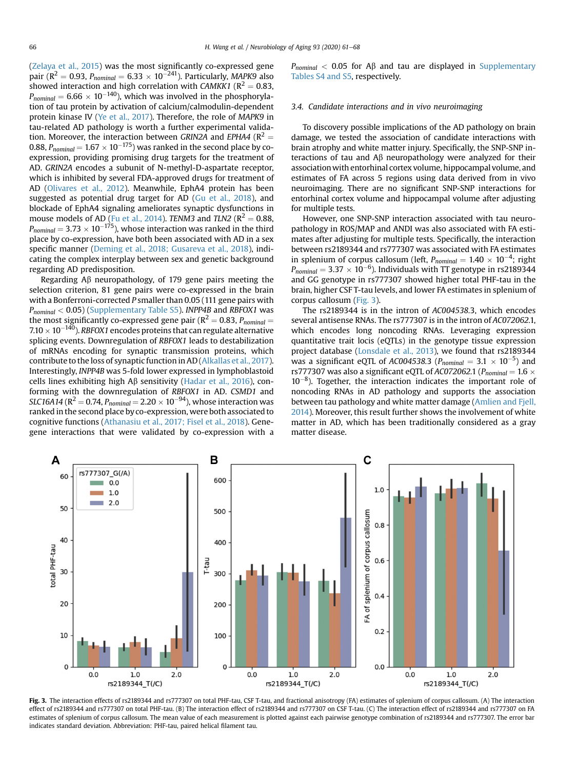(Zelaya et al., 2015) was the most significantly co-expressed gene pair ($R^2 = 0.93$, $P_{nominal} = 6.33 \times 10^{-241}$). Particularly, *MAPK9* also showed interaction and high correlation with *CAMKK1* ($R^2 = 0.83$, $P_{nominal} = 6.66 \times 10^{-140}$), which was involved in the phosphorylation of tau protein by activation of calcium/calmodulin-dependent protein kinase IV (Ye et al., 2017). Therefore, the role of *MAPK9* in tau-related AD pathology is worth a further experimental validation. Moreover, the interaction between *GRIN2A* and *EPHA4* ($R^2 = 0.88$, $P_{nominal} = 1.67 \times 10^{-175}$) was ranked in the second place by co-expression, providing promising drug targets for the treatment of AD. *GRIN2A* encodes a subunit of N-methyl-D-aspartate receptor, which is inhibited by several FDA-approved drugs for treatment of AD (Olivares et al., 2012). Meanwhile, EphA4 protein has been suggested as potential drug target for AD (Gu et al., 2018), and blockade of EphA4 signaling ameliorates synaptic dysfunctions in mouse models of AD (Fu et al., 2014). *TENM3* and *TLN2* ($R^2 = 0.88$, $P_{nominal} = 3.73 \times 10^{-175}$), whose interaction was ranked in the third place by co-expression, have both been associated with AD in a sex specific manner (Deming et al., 2018; Gusareva et al., 2018), indicating the complex interplay between sex and genetic background regarding AD predisposition.

Regarding Aβ neuropathology, of 179 gene pairs meeting the selection criterion, 81 gene pairs were co-expressed in the brain with a Bonferroni-corrected *P* smaller than 0.05 (111 gene pairs with $P_{nominal} < 0.05$) (Supplementary Table S5). *INPP4B* and *RBFOX1* was the most significantly co-expressed gene pair ($R^2 = 0.83$, $P_{nominal} = 7.10 \times 10^{-140}$). *RBFOX1* encodes proteins that can regulate alternative splicing events. Downregulation of *RBFOX1* leads to destabilization of mRNAs encoding for synaptic transmission proteins, which contribute to the loss of synaptic function in AD (Alkallas et al., 2017). Interestingly, *INPP4B* was 5-fold lower expressed in lymphoblastoid cells lines exhibiting high Aβ sensitivity (Hadar et al., 2016), conforming with the downregulation of *RBFOX1* in AD. *CSMD1* and *SLC16A14* ($R^2 = 0.74$, $P_{nominal} = 2.20 \times 10^{-94}$), whose interaction was ranked in the second place by co-expression, were both associated to cognitive functions (Athanasiu et al., 2017; Fisel et al., 2018). Gene-gene interactions that were validated by co-expression with a $P_{nominal} < 0.05$ for Aβ and tau are displayed in Supplementary Tables S4 and S5, respectively.

### 3.4. Candidate interactions and in vivo neuroimaging

To discovery possible implications of the AD pathology on brain damage, we tested the association of candidate interactions with brain atrophy and white matter injury. Specifically, the SNP-SNP interactions of tau and Aβ neuropathology were analyzed for their association with entorhinal cortex volume, hippocampal volume, and estimates of FA across 5 regions using data derived from in vivo neuroimaging. There are no significant SNP-SNP interactions for entorhinal cortex volume and hippocampal volume after adjusting for multiple tests.

However, one SNP-SNP interaction associated with tau neuropathology in ROS/MAP and ANDI was also associated with FA estimates after adjusting for multiple tests. Specifically, the interaction between rs2189344 and rs777307 was associated with FA estimates in splenium of corpus callosum (left, $P_{nominal} = 1.40 \times 10^{-4}$; right $P_{nominal} = 3.37 \times 10^{-6}$). Individuals with TT genotype in rs2189344 and GG genotype in rs777307 showed higher total PHF-tau in the brain, higher CSF T-tau levels, and lower FA estimates in splenium of corpus callosum (Fig. 3).

The rs2189344 is in the intron of *AC004538.3*, which encodes several antisense RNAs. The rs777307 is in the intron of *AC072062.1*, which encodes long noncoding RNAs. Leveraging expression quantitative trait locis (eQTLs) in the genotype tissue expression project database (Lonsdale et al., 2013), we found that rs2189344 was a significant eQTL of *AC004538.3* ($P_{nominal} = 3.1 \times 10^{-5}$) and rs777307 was also a significant eQTL of *AC072062.1* ($P_{nominal} = 1.6 \times 10^{-8}$). Together, the interaction indicates the important role of noncoding RNAs in AD pathology and supports the association between tau pathology and white matter damage (Amlien and Fjell, 2014). Moreover, this result further shows the involvement of white matter in AD, which has been traditionally considered as a gray matter disease.

**Fig. 3.** The interaction effects of rs2189344 and rs777307 on total PHF-tau, CSF T-tau, and fractional anisotropy (FA) estimates of splenium of corpus callosum. (A) The interaction effect of rs2189344 and rs777307 on total PHF-tau. (B) The interaction effect of rs2189344 and rs777307 on CSF T-tau. (C) The interaction effect of rs2189344 and rs777307 on FA estimates of splenium of corpus callosum. The mean value of each measurement is plotted against each pairwise genotype combination of rs2189344 and rs777307. The error bar indicates standard deviation. Abbreviation: PHF-tau, paired helical filament tau.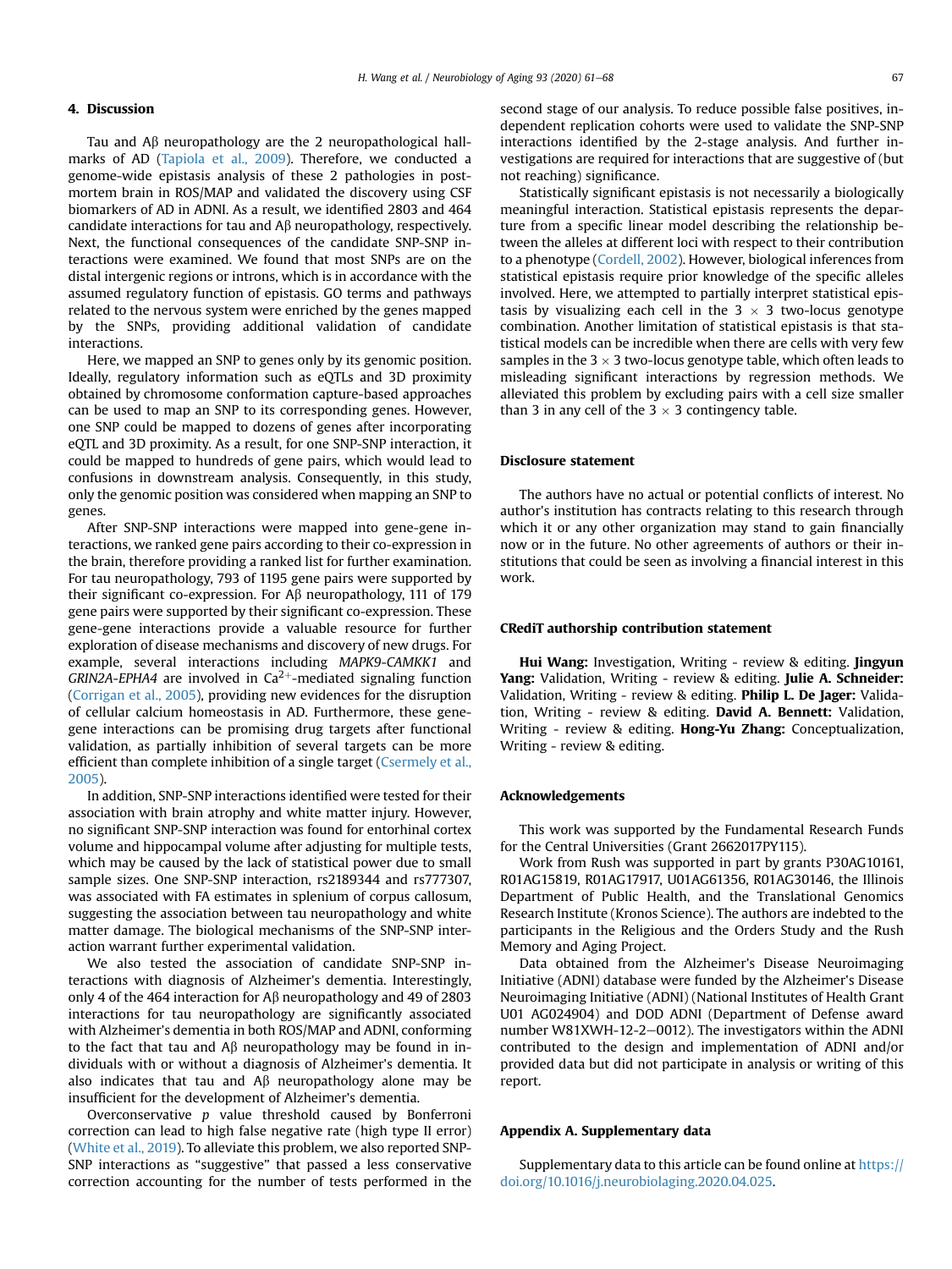## 4. Discussion

Tau and Aβ neuropathology are the 2 neuropathological hallmarks of AD (Tapiola et al., 2009). Therefore, we conducted a genome-wide epistasis analysis of these 2 pathologies in postmortem brain in ROS/MAP and validated the discovery using CSF biomarkers of AD in ADNI. As a result, we identified 2803 and 464 candidate interactions for tau and Aβ neuropathology, respectively. Next, the functional consequences of the candidate SNP-SNP interactions were examined. We found that most SNPs are on the distal intergenic regions or introns, which is in accordance with the assumed regulatory function of epistasis. GO terms and pathways related to the nervous system were enriched by the genes mapped by the SNPs, providing additional validation of candidate interactions.

Here, we mapped an SNP to genes only by its genomic position. Ideally, regulatory information such as eQTLs and 3D proximity obtained by chromosome conformation capture-based approaches can be used to map an SNP to its corresponding genes. However, one SNP could be mapped to dozens of genes after incorporating eQTL and 3D proximity. As a result, for one SNP-SNP interaction, it could be mapped to hundreds of gene pairs, which would lead to confusions in downstream analysis. Consequently, in this study, only the genomic position was considered when mapping an SNP to genes.

After SNP-SNP interactions were mapped into gene-gene interactions, we ranked gene pairs according to their co-expression in the brain, therefore providing a ranked list for further examination. For tau neuropathology, 793 of 1195 gene pairs were supported by their significant co-expression. For Aβ neuropathology, 111 of 179 gene pairs were supported by their significant co-expression. These gene-gene interactions provide a valuable resource for further exploration of disease mechanisms and discovery of new drugs. For example, several interactions including *MAPK9-CAMKK1* and *GRIN2A-EPHA4* are involved in $Ca^{2+}$-mediated signaling function (Corrigan et al., 2005), providing new evidences for the disruption of cellular calcium homeostasis in AD. Furthermore, these gene-gene interactions can be promising drug targets after functional validation, as partially inhibition of several targets can be more efficient than complete inhibition of a single target (Csermely et al., 2005).

In addition, SNP-SNP interactions identified were tested for their association with brain atrophy and white matter injury. However, no significant SNP-SNP interaction was found for entorhinal cortex volume and hippocampal volume after adjusting for multiple tests, which may be caused by the lack of statistical power due to small sample sizes. One SNP-SNP interaction, rs2189344 and rs777307, was associated with FA estimates in splenium of corpus callosum, suggesting the association between tau neuropathology and white matter damage. The biological mechanisms of the SNP-SNP interaction warrant further experimental validation.

We also tested the association of candidate SNP-SNP interactions with diagnosis of Alzheimer's dementia. Interestingly, only 4 of the 464 interaction for Aβ neuropathology and 49 of 2803 interactions for tau neuropathology are significantly associated with Alzheimer's dementia in both ROS/MAP and ADNI, conforming to the fact that tau and Aβ neuropathology may be found in individuals with or without a diagnosis of Alzheimer's dementia. It also indicates that tau and Aβ neuropathology alone may be insufficient for the development of Alzheimer's dementia.

Overconservative $p$ value threshold caused by Bonferroni correction can lead to high false negative rate (high type II error) (White et al., 2019). To alleviate this problem, we also reported SNP-SNP interactions as "suggestive" that passed a less conservative correction accounting for the number of tests performed in the second stage of our analysis. To reduce possible false positives, independent replication cohorts were used to validate the SNP-SNP interactions identified by the 2-stage analysis. And further investigations are required for interactions that are suggestive of (but not reaching) significance.

Statistically significant epistasis is not necessarily a biologically meaningful interaction. Statistical epistasis represents the departure from a specific linear model describing the relationship between the alleles at different loci with respect to their contribution to a phenotype (Cordell, 2002). However, biological inferences from statistical epistasis require prior knowledge of the specific alleles involved. Here, we attempted to partially interpret statistical epistasis by visualizing each cell in the $3 \times 3$ two-locus genotype combination. Another limitation of statistical epistasis is that statistical models can be incredible when there are cells with very few samples in the $3 \times 3$ two-locus genotype table, which often leads to misleading significant interactions by regression methods. We alleviated this problem by excluding pairs with a cell size smaller than 3 in any cell of the $3 \times 3$ contingency table.

## Disclosure statement

The authors have no actual or potential conflicts of interest. No author's institution has contracts relating to this research through which it or any other organization may stand to gain financially now or in the future. No other agreements of authors or their institutions that could be seen as involving a financial interest in this work.

## CRediT authorship contribution statement

**Hui Wang:** Investigation, Writing - review & editing. **Jingyun Yang:** Validation, Writing - review & editing. **Julie A. Schneider:** Validation, Writing - review & editing. **Philip L. De Jager:** Validation, Writing - review & editing. **David A. Bennett:** Validation, Writing - review & editing. **Hong-Yu Zhang:** Conceptualization, Writing - review & editing.

## Acknowledgements

This work was supported by the Fundamental Research Funds for the Central Universities (Grant 2662017PY115).

Work from Rush was supported in part by grants P30AG10161, R01AG15819, R01AG17917, U01AG61356, R01AG30146, the Illinois Department of Public Health, and the Translational Genomics Research Institute (Kronos Science). The authors are indebted to the participants in the Religious and the Orders Study and the Rush Memory and Aging Project.

Data obtained from the Alzheimer's Disease Neuroimaging Initiative (ADNI) database were funded by the Alzheimer's Disease Neuroimaging Initiative (ADNI) (National Institutes of Health Grant U01 AG024904) and DOD ADNI (Department of Defense award number W81XWH-12-2–0012). The investigators within the ADNI contributed to the design and implementation of ADNI and/or provided data but did not participate in analysis or writing of this report.

## Appendix A. Supplementary data

Supplementary data to this article can be found online at https://doi.org/10.1016/j.neurobiolaging.2020.04.025.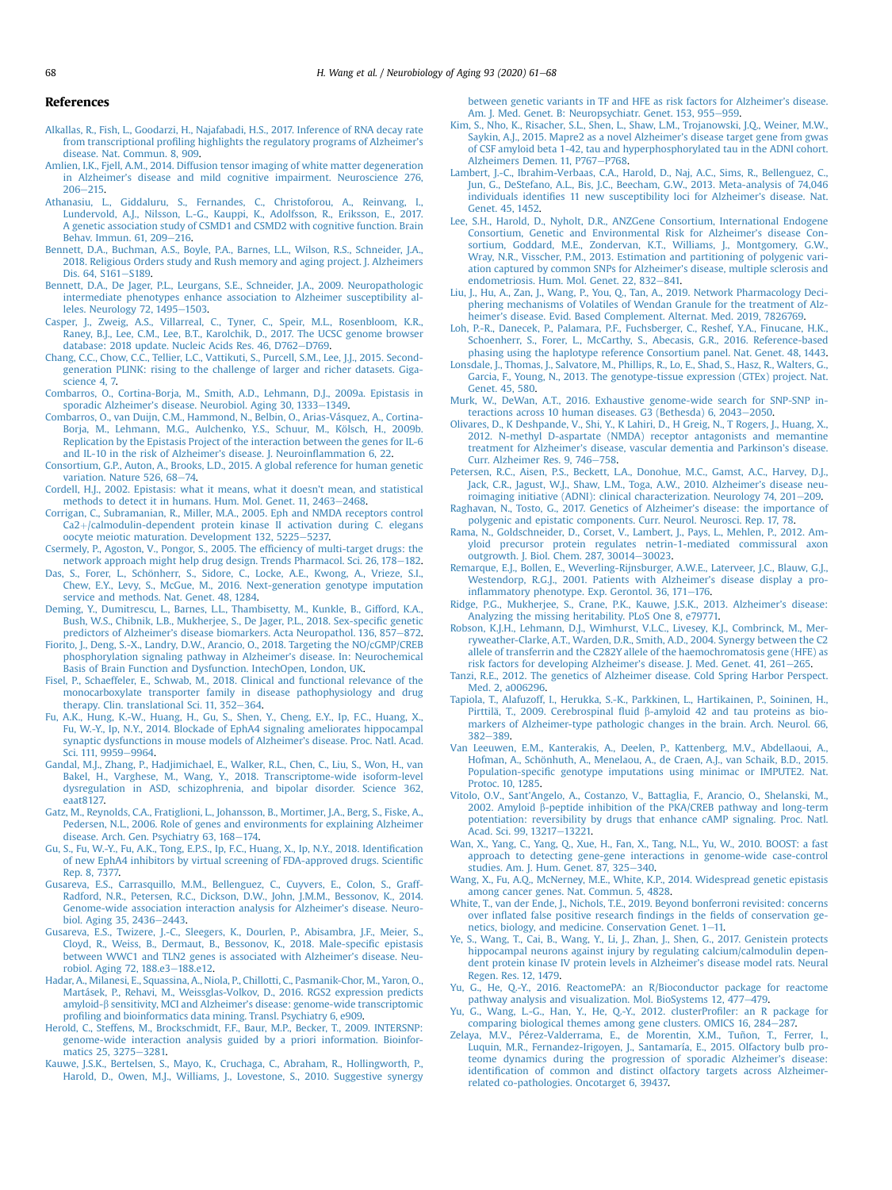## References

Alkallas, R., Fish, L., Goodarzi, H., Najafabadi, H.S., 2017. Inference of RNA decay rate from transcriptional profiling highlights the regulatory programs of Alzheimer's disease. Nat. Commun. 8, 909.

Amlien, I.K., Fjell, A.M., 2014. Diffusion tensor imaging of white matter degeneration in Alzheimer's disease and mild cognitive impairment. Neuroscience 276, 206–215.

Athanasiu, L., Giddaluru, S., Fernandes, C., Christoforou, A., Reinvang, I., Lundervold, A.J., Nilsson, L.-G., Kauppi, K., Adolfsson, R., Eriksson, E., 2017. A genetic association study of CSMD1 and CSMD2 with cognitive function. Brain Behav. Immun. 61, 209–216.

Bennett, D.A., Buchman, A.S., Boyle, P.A., Barnes, L.L., Wilson, R.S., Schneider, J.A., 2018. Religious Orders study and Rush memory and aging project. J. Alzheimers Dis. 64, S161–S189.

Bennett, D.A., De Jager, P.L., Leurgans, S.E., Schneider, J.A., 2009. Neuropathologic intermediate phenotypes enhance association to Alzheimer susceptibility alleles. Neurology 72, 1495–1503.

Casper, J., Zweig, A.S., Villarreal, C., Tyner, C., Speir, M.L., Rosenbloom, K.R., Raney, B.J., Lee, C.M., Lee, B.T., Karolchik, D., 2017. The UCSC genome browser database: 2018 update. Nucleic Acids Res. 46, D762–D769.

Chang, C.C., Chow, C.C., Tellier, L.C., Vattikuti, S., Purcell, S.M., Lee, J.J., 2015. Second-generation PLINK: rising to the challenge of larger and richer datasets. Gigascience 4, 7.

Combarros, O., Cortina-Borja, M., Smith, A.D., Lehmann, D.J., 2009a. Epistasis in sporadic Alzheimer's disease. Neurobiol. Aging 30, 1333–1349.

Combarros, O., van Duijn, C.M., Hammond, N., Belbin, O., Arias-Vásquez, A., Cortina-Borja, M., Lehmann, M.G., Aulchenko, Y.S., Schuur, M., Kölsch, H., 2009b. Replication by the Epistasis Project of the interaction between the genes for IL-6 and IL-10 in the risk of Alzheimer's disease. J. Neuroinflammation 6, 22.

Consortium, G.P., Auton, A., Brooks, L.D., 2015. A global reference for human genetic variation. Nature 526, 68–74.

Cordell, H.J., 2002. Epistasis: what it means, what it doesn't mean, and statistical methods to detect it in humans. Hum. Mol. Genet. 11, 2463–2468.

Corrigan, C., Subramanian, R., Miller, M.A., 2005. Eph and NMDA receptors control Ca2+/calmodulin-dependent protein kinase II activation during C. elegans oocyte meiotic maturation. Development 132, 5225–5237.

Csermely, P., Agoston, V., Pongor, S., 2005. The efficiency of multi-target drugs: the network approach might help drug design. Trends Pharmacol. Sci. 26, 178–182.

Das, S., Forer, L., Schönherr, S., Sidore, C., Locke, A.E., Kwong, A., Vrieze, S.I., Chew, E.Y., Levy, S., McGue, M., 2016. Next-generation genotype imputation service and methods. Nat. Genet. 48, 1284.

Deming, Y., Dumitrescu, L., Barnes, L.L., Thambisetty, M., Kunkle, B., Gifford, K.A., Bush, W.S., Chibnik, L.B., Mukherjee, S., De Jager, P.L., 2018. Sex-specific genetic predictors of Alzheimer's disease biomarkers. Acta Neuropathol. 136, 857–872.

Fiorito, J., Deng, S.-X., Landry, D.W., Arancio, O., 2018. Targeting the NO/cGMP/CREB phosphorylation signaling pathway in Alzheimer's disease. In: Neurochemical Basis of Brain Function and Dysfunction. IntechOpen, London, UK.

Fisel, P., Schaeffeler, E., Schwab, M., 2018. Clinical and functional relevance of the monocarboxylate transporter family in disease pathophysiology and drug therapy. Clin. translational Sci. 11, 352–364.

Fu, A.K., Hung, K.-W., Huang, H., Gu, S., Shen, Y., Cheng, E.Y., Ip, F.C., Huang, X., Fu, W.-Y., Ip, N.Y., 2014. Blockade of EphA4 signaling ameliorates hippocampal synaptic dysfunctions in mouse models of Alzheimer's disease. Proc. Natl. Acad. Sci. 111, 9959–9964.

Gandal, M.J., Zhang, P., Hadjimichael, E., Walker, R.L., Chen, C., Liu, S., Won, H., van Bakel, H., Varghese, M., Wang, Y., 2018. Transcriptome-wide isoform-level dysregulation in ASD, schizophrenia, and bipolar disorder. Science 362, eaat8127.

Gatz, M., Reynolds, C.A., Fratiglioni, L., Johansson, B., Mortimer, J.A., Berg, S., Fiske, A., Pedersen, N.L., 2006. Role of genes and environments for explaining Alzheimer disease. Arch. Gen. Psychiatry 63, 168–174.

Gu, S., Fu, W.-Y., Fu, A.K., Tong, E.P.S., Ip, F.C., Huang, X., Ip, N.Y., 2018. Identification of new EphA4 inhibitors by virtual screening of FDA-approved drugs. Scientific Rep. 8, 7377.

Gusareva, E.S., Carrasquillo, M.M., Bellenguez, C., Cuyvers, E., Colon, S., Graff-Radford, N.R., Petersen, R.C., Dickson, D.W., John, J.M.M., Bessonov, K., 2014. Genome-wide association interaction analysis for Alzheimer's disease. Neurobiol. Aging 35, 2436–2443.

Gusareva, E.S., Twizere, J.-C., Sleegers, K., Dourlen, P., Abisambra, J.F., Meier, S., Cloyd, R., Weiss, B., Dermaut, B., Bessonov, K., 2018. Male-specific epistasis between WWC1 and TLN2 genes is associated with Alzheimer's disease. Neurobiol. Aging 72, 188.e3–188.e12.

Hadar, A., Milanesi, E., Squassina, A., Niola, P., Chillotti, C., Pasmanik-Chor, M., Yaron, O., Martásek, P., Rehavi, M., Weissglas-Volkov, D., 2016. RGS2 expression predicts amyloid-β sensitivity, MCI and Alzheimer's disease: genome-wide transcriptomic profiling and bioinformatics data mining. Transl. Psychiatry 6, e909.

Herold, C., Steffens, M., Brockschmidt, F.F., Baur, M.P., Becker, T., 2009. INTERSNP: genome-wide interaction analysis guided by a priori information. Bioinformatics 25, 3275–3281.

Kauwe, J.S.K., Bertelsen, S., Mayo, K., Cruchaga, C., Abraham, R., Hollingworth, P., Harold, D., Owen, M.J., Williams, J., Lovestone, S., 2010. Suggestive synergy between genetic variants in TF and HFE as risk factors for Alzheimer's disease. Am. J. Med. Genet. B: Neuropsychiatr. Genet. 153, 955–959.

Kim, S., Nho, K., Risacher, S.L., Shen, L., Shaw, L.M., Trojanowski, J.Q., Weiner, M.W., Saykin, A.J., 2015. Mapre2 as a novel Alzheimer's disease target gene from gwas of CSF amyloid beta 1-42, tau and hyperphosphorylated tau in the ADNI cohort. Alzheimers Demen. 11, P767–P768.

Lambert, J.-C., Ibrahim-Verbaas, C.A., Harold, D., Naj, A.C., Sims, R., Bellenguez, C., Jun, G., DeStefano, A.L., Bis, J.C., Beecham, G.W., 2013. Meta-analysis of 74,046 individuals identifies 11 new susceptibility loci for Alzheimer's disease. Nat. Genet. 45, 1452.

Lee, S.H., Harold, D., Nyholt, D.R., ANZGene Consortium, International Endogene Consortium, Genetic and Environmental Risk for Alzheimer's disease Consortium, Goddard, M.E., Zondervan, K.T., Williams, J., Montgomery, G.W., Wray, N.R., Visscher, P.M., 2013. Estimation and partitioning of polygenic variation captured by common SNPs for Alzheimer's disease, multiple sclerosis and endometriosis. Hum. Mol. Genet. 22, 832–841.

Liu, J., Hu, A., Zan, J., Wang, P., You, Q., Tan, A., 2019. Network Pharmacology Deciphering mechanisms of Volatiles of Wendan Granule for the treatment of Alzheimer's disease. Evid. Based Complement. Alternat. Med. 2019, 7826769.

Loh, P.-R., Danecek, P., Palamara, P.F., Fuchsberger, C., Reshef, Y.A., Finucane, H.K., Schoenherr, S., Forer, L., McCarthy, S., Abecasis, G.R., 2016. Reference-based phasing using the haplotype reference Consortium panel. Nat. Genet. 48, 1443.

Lonsdale, J., Thomas, J., Salvatore, M., Phillips, R., Lo, E., Shad, S., Hasz, R., Walters, G., Garcia, F., Young, N., 2013. The genotype-tissue expression (GTEx) project. Nat. Genet. 45, 580.

Murk, W., DeWan, A.T., 2016. Exhaustive genome-wide search for SNP-SNP interactions across 10 human diseases. G3 (Bethesda) 6, 2043–2050.

Olivares, D., K Deshpande, V., Shi, Y., K Lahiri, D., H Greig, N., T Rogers, J., Huang, X., 2012. N-methyl D-aspartate (NMDA) receptor antagonists and memantine treatment for Alzheimer's disease, vascular dementia and Parkinson's disease. Curr. Alzheimer Res. 9, 746–758.

Petersen, R.C., Aisen, P.S., Beckett, L.A., Donohue, M.C., Gamst, A.C., Harvey, D.J., Jack, C.R., Jagust, W.J., Shaw, L.M., Toga, A.W., 2010. Alzheimer's disease neuroimaging initiative (ADNI): clinical characterization. Neurology 74, 201–209.

Raghavan, N., Tosto, G., 2017. Genetics of Alzheimer's disease: the importance of polygenic and epistatic components. Curr. Neurol. Neurosci. Rep. 17, 78.

Rama, N., Goldschneider, D., Corset, V., Lambert, J., Pays, L., Mehlen, P., 2012. Amyloid precursor protein regulates netrin-1-mediated commissural axon outgrowth. J. Biol. Chem. 287, 30014–30023.

Remarque, E.J., Bollen, E., Weverling-Rijnsburger, A.W.E., Laterveer, J.C., Blauw, G.J., Westendorp, R.G.J., 2001. Patients with Alzheimer's disease display a pro-inflammatory phenotype. Exp. Gerontol. 36, 171–176.

Ridge, P.G., Mukherjee, S., Crane, P.K., Kauwe, J.S.K., 2013. Alzheimer's disease: Analyzing the missing heritability. PLoS One 8, e79771.

Robson, K.J.H., Lehmann, D.J., Wimhurst, V.L.C., Livesey, K.J., Combrinck, M., Merryweather-Clarke, A.T., Warden, D.R., Smith, A.D., 2004. Synergy between the C2 allele of transferrin and the C282Y allele of the haemochromatosis gene (HFE) as risk factors for developing Alzheimer's disease. J. Med. Genet. 41, 261–265.

Tanzi, R.E., 2012. The genetics of Alzheimer disease. Cold Spring Harbor Perspect. Med. 2, a006296.

Tapiola, T., Alafuzoff, I., Herukka, S.-K., Parkkinen, L., Hartikainen, P., Soininen, H., Pirttilä, T., 2009. Cerebrospinal fluid β-amyloid 42 and tau proteins as biomarkers of Alzheimer-type pathologic changes in the brain. Arch. Neurol. 66, 382–389.

Van Leeuwen, E.M., Kanterakis, A., Deelen, P., Kattenberg, M.V., Abdellaoui, A., Hofman, A., Schönhuth, A., Menelaou, A., de Craen, A.J., van Schaik, B.D., 2015. Population-specific genotype imputations using minimac or IMPUTE2. Nat. Protoc. 10, 1285.

Vitolo, O.V., Sant'Angelo, A., Costanzo, V., Battaglia, F., Arancio, O., Shelanski, M., 2002. Amyloid β-peptide inhibition of the PKA/CREB pathway and long-term potentiation: reversibility by drugs that enhance cAMP signaling. Proc. Natl. Acad. Sci. 99, 13217–13221.

Wan, X., Yang, C., Yang, Q., Xue, H., Fan, X., Tang, N.L., Yu, W., 2010. BOOST: a fast approach to detecting gene-gene interactions in genome-wide case-control studies. Am. J. Hum. Genet. 87, 325–340.

Wang, X., Fu, A.Q., McNerney, M.E., White, K.P., 2014. Widespread genetic epistasis among cancer genes. Nat. Commun. 5, 4828.

White, T., van der Ende, J., Nichols, T.E., 2019. Beyond bonferroni revisited: concerns over inflated false positive research findings in the fields of conservation genetics, biology, and medicine. Conservation Genet. 1–11.

Ye, S., Wang, T., Cai, B., Wang, Y., Li, J., Zhan, J., Shen, G., 2017. Genistein protects hippocampal neurons against injury by regulating calcium/calmodulin dependent protein kinase IV protein levels in Alzheimer's disease model rats. Neural Regen. Res. 12, 1479.

Yu, G., He, Q.-Y., 2016. ReactomePA: an R/Bioconductor package for reactome pathway analysis and visualization. Mol. BioSystems 12, 477–479.

Yu, G., Wang, L.-G., Han, Y., He, Q.-Y., 2012. clusterProfiler: an R package for comparing biological themes among gene clusters. OMICS 16, 284–287.

Zelaya, M.V., Pérez-Valderrama, E., de Morentin, X.M., Tuñon, T., Ferrer, I., Luquin, M.R., Fernandez-Irigoyen, J., Santamaría, E., 2015. Olfactory bulb proteome dynamics during the progression of sporadic Alzheimer's disease: identification of common and distinct olfactory targets across Alzheimer-related co-pathologies. Oncotarget 6, 39437.